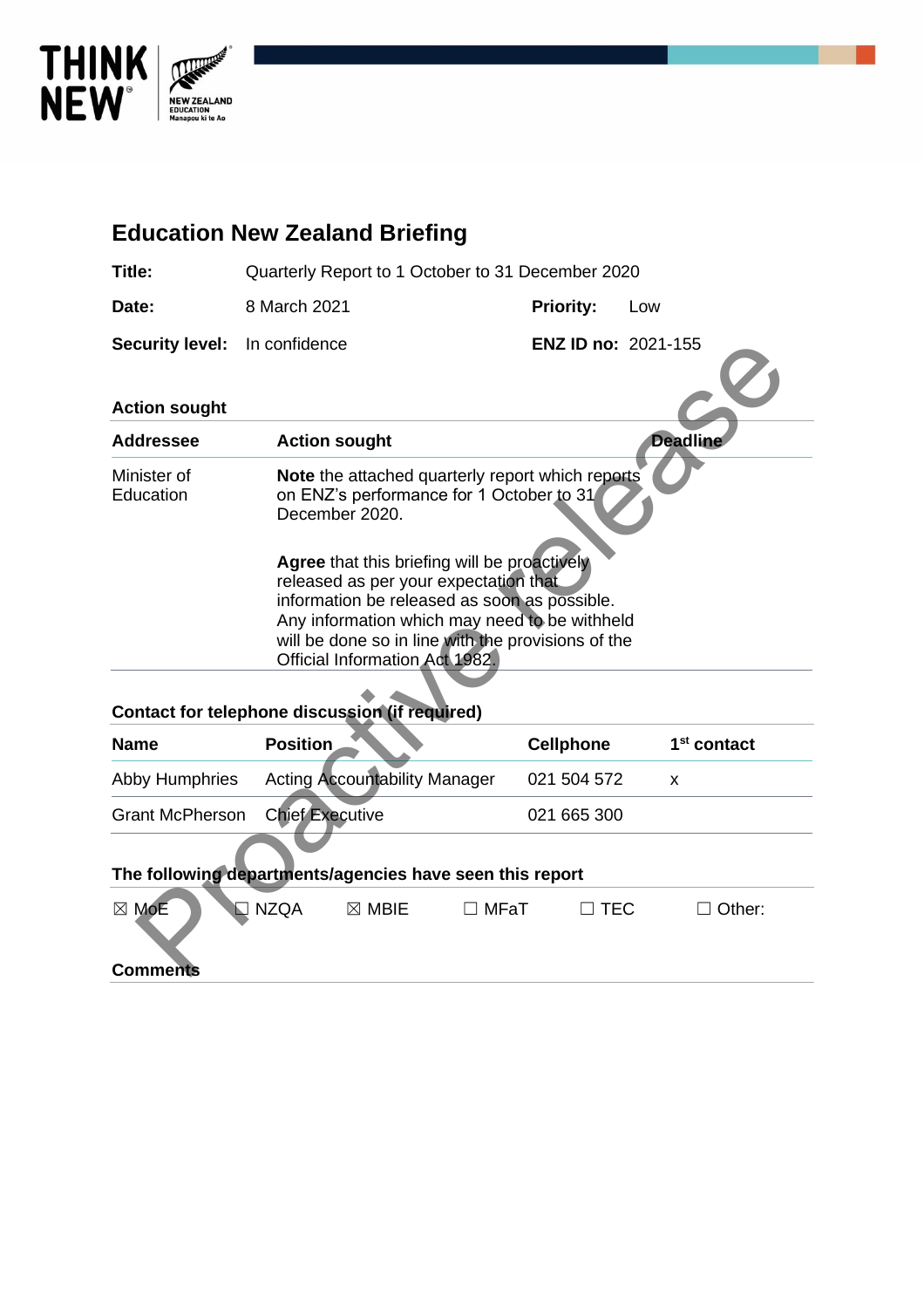# Education New Zealand Briefing

| | | | |
|---|---|---|---|
| **Title:** | Quarterly Report to 1 October to 31 December 2020 | | |
| **Date:** | 8 March 2021 | **Priority:** | Low |
| **Security level:** | In confidence | **ENZ ID no:** | 2021-155 |

## Action sought

| Addressee | Action sought | Deadline |
|---|---|---|
| Minister of Education | **Note** the attached quarterly report which reports on ENZ's performance for 1 October to 31 December 2020.<br><br>**Agree** that this briefing will be proactively released as per your expectation that information be released as soon as possible. Any information which may need to be withheld will be done so in line with the provisions of the Official Information Act 1982. | |

## Contact for telephone discussion (if required)

| Name | Position | Cellphone | 1st contact |
|---|---|---|---|
| Abby Humphries | Acting Accountability Manager | 021 504 572 | x |
| Grant McPherson | Chief Executive | 021 665 300 | |

## The following departments/agencies have seen this report

☒ MoE ☐ NZQA ☒ MBIE ☐ MFaT ☐ TEC ☐ Other:

## Comments

Proactive release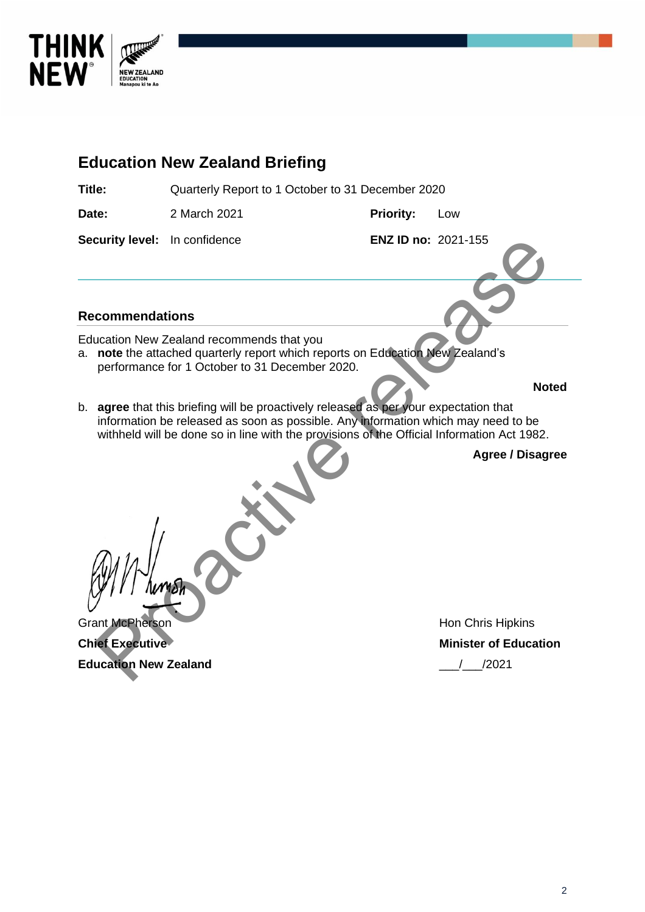# Education New Zealand Briefing

| | | | |
|---|---|---|---|
| **Title:** | Quarterly Report to 1 October to 31 December 2020 | | |
| **Date:** | 2 March 2021 | **Priority:** | Low |
| **Security level:** | In confidence | **ENZ ID no:** | 2021-155 |

## Recommendations

Education New Zealand recommends that you

a. **note** the attached quarterly report which reports on Education New Zealand's performance for 1 October to 31 December 2020.

**Noted**

b. **agree** that this briefing will be proactively released as per your expectation that information be released as soon as possible. Any information which may need to be withheld will be done so in line with the provisions of the Official Information Act 1982.

**Agree / Disagree**

Grant McPherson
**Chief Executive**
**Education New Zealand**

Hon Chris Hipkins
**Minister of Education**
___/___/2021

Proactive release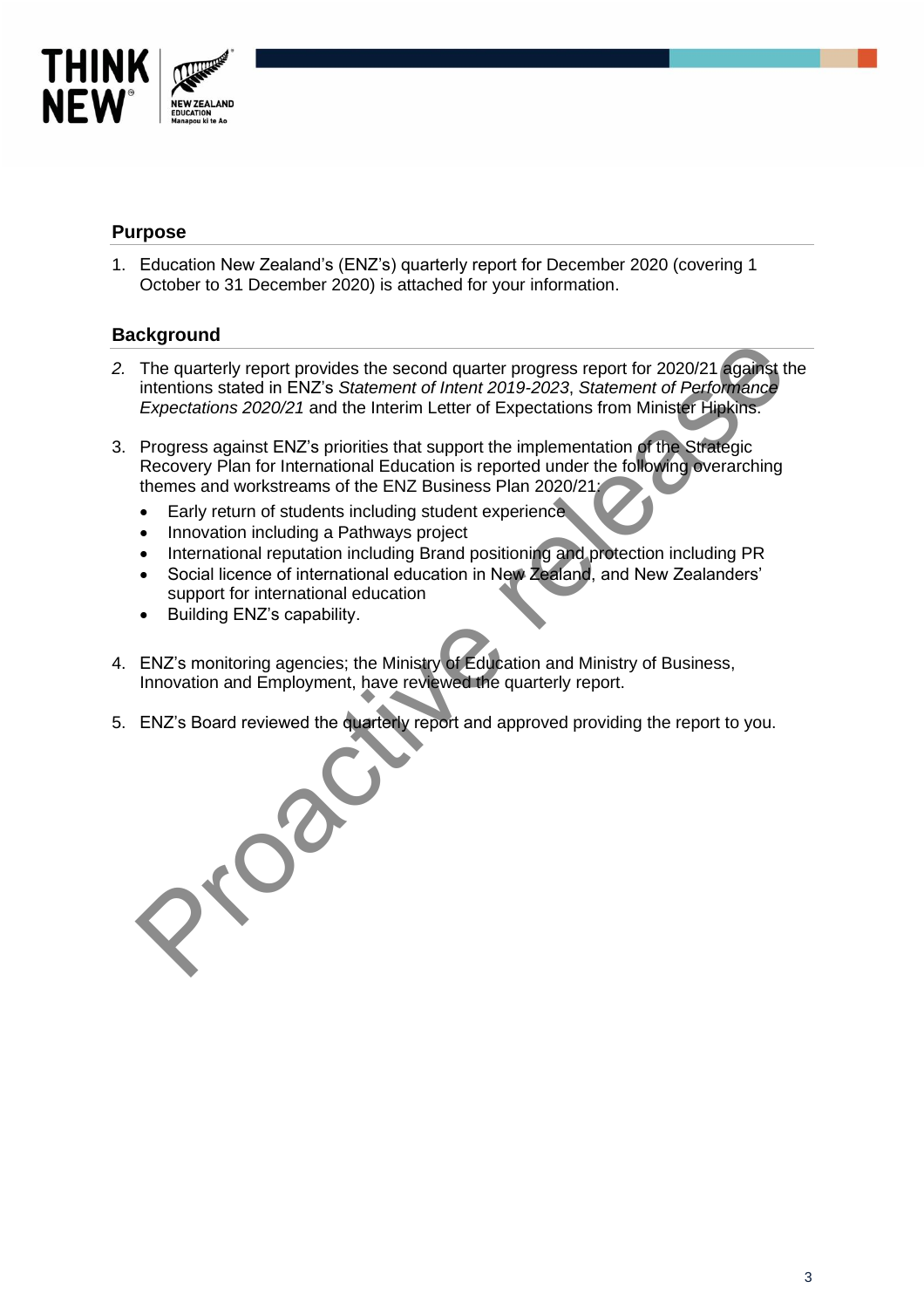## Purpose

1. Education New Zealand's (ENZ's) quarterly report for December 2020 (covering 1 October to 31 December 2020) is attached for your information.

## Background

2. The quarterly report provides the second quarter progress report for 2020/21 against the intentions stated in ENZ's *Statement of Intent 2019-2023*, *Statement of Performance Expectations 2020/21* and the Interim Letter of Expectations from Minister Hipkins.

3. Progress against ENZ's priorities that support the implementation of the Strategic Recovery Plan for International Education is reported under the following overarching themes and workstreams of the ENZ Business Plan 2020/21:
   - Early return of students including student experience
   - Innovation including a Pathways project
   - International reputation including Brand positioning and protection including PR
   - Social licence of international education in New Zealand, and New Zealanders' support for international education
   - Building ENZ's capability.

4. ENZ's monitoring agencies; the Ministry of Education and Ministry of Business, Innovation and Employment, have reviewed the quarterly report.

5. ENZ's Board reviewed the quarterly report and approved providing the report to you.